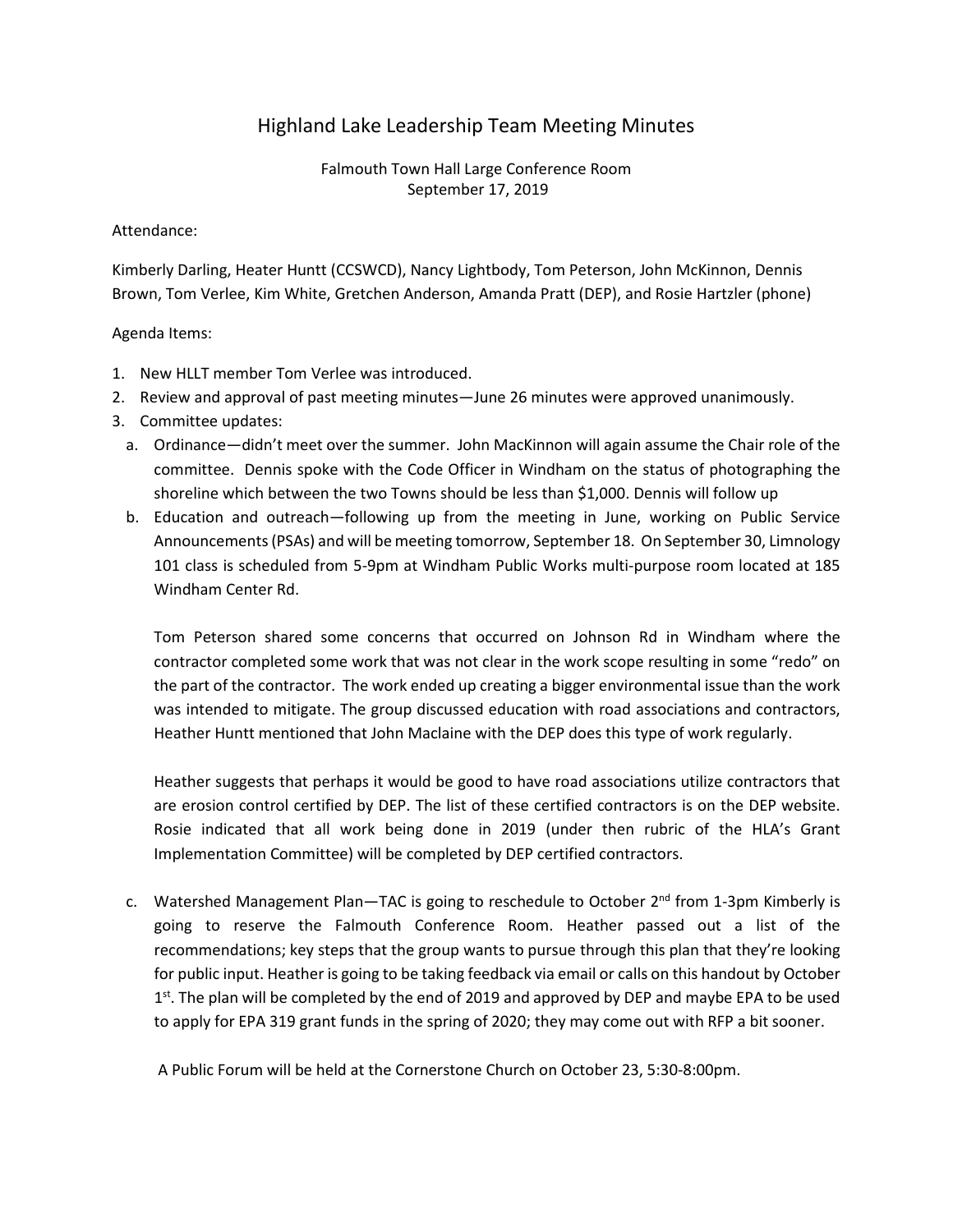# Highland Lake Leadership Team Meeting Minutes

Falmouth Town Hall Large Conference Room
September 17, 2019

Attendance:

Kimberly Darling, Heater Huntt (CCSWCD), Nancy Lightbody, Tom Peterson, John McKinnon, Dennis Brown, Tom Verlee, Kim White, Gretchen Anderson, Amanda Pratt (DEP), and Rosie Hartzler (phone)

Agenda Items:

1. New HLLT member Tom Verlee was introduced.
2. Review and approval of past meeting minutes—June 26 minutes were approved unanimously.
3. Committee updates:
   a. Ordinance—didn't meet over the summer. John MacKinnon will again assume the Chair role of the committee. Dennis spoke with the Code Officer in Windham on the status of photographing the shoreline which between the two Towns should be less than $1,000. Dennis will follow up
   b. Education and outreach—following up from the meeting in June, working on Public Service Announcements (PSAs) and will be meeting tomorrow, September 18. On September 30, Limnology 101 class is scheduled from 5-9pm at Windham Public Works multi-purpose room located at 185 Windham Center Rd.

      Tom Peterson shared some concerns that occurred on Johnson Rd in Windham where the contractor completed some work that was not clear in the work scope resulting in some "redo" on the part of the contractor. The work ended up creating a bigger environmental issue than the work was intended to mitigate. The group discussed education with road associations and contractors, Heather Huntt mentioned that John Maclaine with the DEP does this type of work regularly.

      Heather suggests that perhaps it would be good to have road associations utilize contractors that are erosion control certified by DEP. The list of these certified contractors is on the DEP website. Rosie indicated that all work being done in 2019 (under then rubric of the HLA's Grant Implementation Committee) will be completed by DEP certified contractors.

   c. Watershed Management Plan—TAC is going to reschedule to October 2nd from 1-3pm Kimberly is going to reserve the Falmouth Conference Room. Heather passed out a list of the recommendations; key steps that the group wants to pursue through this plan that they're looking for public input. Heather is going to be taking feedback via email or calls on this handout by October 1st. The plan will be completed by the end of 2019 and approved by DEP and maybe EPA to be used to apply for EPA 319 grant funds in the spring of 2020; they may come out with RFP a bit sooner.

      A Public Forum will be held at the Cornerstone Church on October 23, 5:30-8:00pm.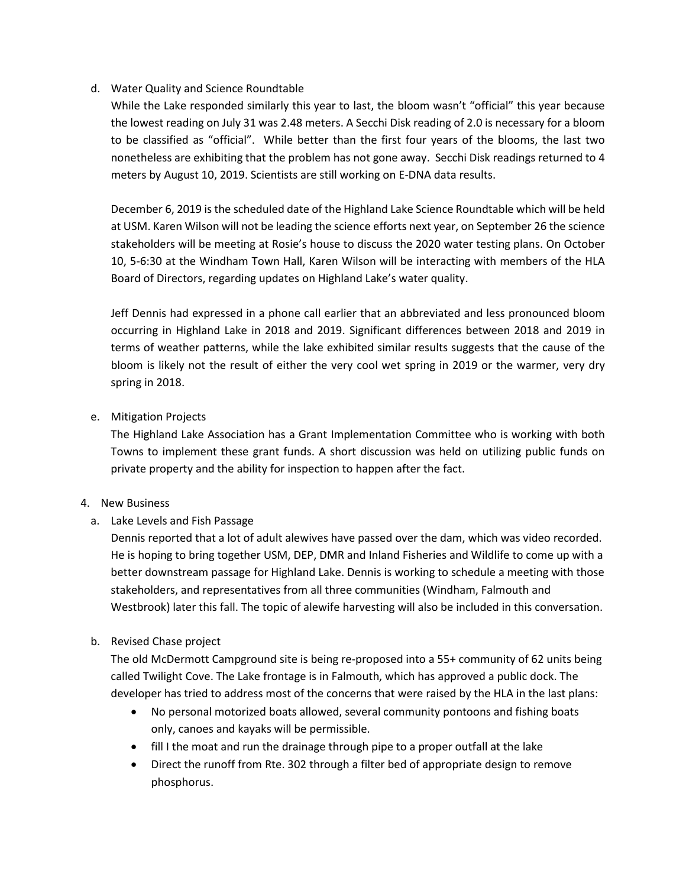d. Water Quality and Science Roundtable

While the Lake responded similarly this year to last, the bloom wasn't "official" this year because the lowest reading on July 31 was 2.48 meters. A Secchi Disk reading of 2.0 is necessary for a bloom to be classified as "official". While better than the first four years of the blooms, the last two nonetheless are exhibiting that the problem has not gone away. Secchi Disk readings returned to 4 meters by August 10, 2019. Scientists are still working on E-DNA data results.

December 6, 2019 is the scheduled date of the Highland Lake Science Roundtable which will be held at USM. Karen Wilson will not be leading the science efforts next year, on September 26 the science stakeholders will be meeting at Rosie's house to discuss the 2020 water testing plans. On October 10, 5-6:30 at the Windham Town Hall, Karen Wilson will be interacting with members of the HLA Board of Directors, regarding updates on Highland Lake's water quality.

Jeff Dennis had expressed in a phone call earlier that an abbreviated and less pronounced bloom occurring in Highland Lake in 2018 and 2019. Significant differences between 2018 and 2019 in terms of weather patterns, while the lake exhibited similar results suggests that the cause of the bloom is likely not the result of either the very cool wet spring in 2019 or the warmer, very dry spring in 2018.

e. Mitigation Projects

The Highland Lake Association has a Grant Implementation Committee who is working with both Towns to implement these grant funds. A short discussion was held on utilizing public funds on private property and the ability for inspection to happen after the fact.

4. New Business

a. Lake Levels and Fish Passage

Dennis reported that a lot of adult alewives have passed over the dam, which was video recorded. He is hoping to bring together USM, DEP, DMR and Inland Fisheries and Wildlife to come up with a better downstream passage for Highland Lake. Dennis is working to schedule a meeting with those stakeholders, and representatives from all three communities (Windham, Falmouth and Westbrook) later this fall. The topic of alewife harvesting will also be included in this conversation.

b. Revised Chase project

The old McDermott Campground site is being re-proposed into a 55+ community of 62 units being called Twilight Cove. The Lake frontage is in Falmouth, which has approved a public dock. The developer has tried to address most of the concerns that were raised by the HLA in the last plans:

- No personal motorized boats allowed, several community pontoons and fishing boats only, canoes and kayaks will be permissible.
- fill I the moat and run the drainage through pipe to a proper outfall at the lake
- Direct the runoff from Rte. 302 through a filter bed of appropriate design to remove phosphorus.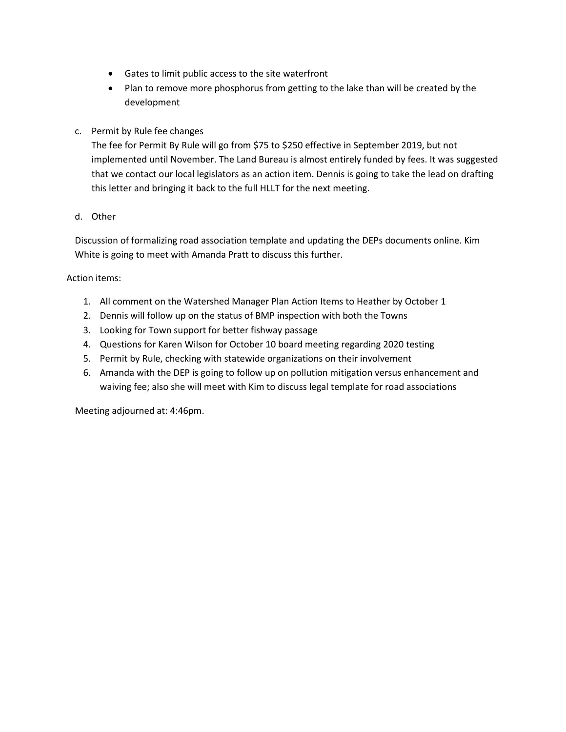- Gates to limit public access to the site waterfront
- Plan to remove more phosphorus from getting to the lake than will be created by the development

c. Permit by Rule fee changes

The fee for Permit By Rule will go from $75 to $250 effective in September 2019, but not implemented until November. The Land Bureau is almost entirely funded by fees. It was suggested that we contact our local legislators as an action item. Dennis is going to take the lead on drafting this letter and bringing it back to the full HLLT for the next meeting.

d. Other

Discussion of formalizing road association template and updating the DEPs documents online. Kim White is going to meet with Amanda Pratt to discuss this further.

Action items:

1. All comment on the Watershed Manager Plan Action Items to Heather by October 1
2. Dennis will follow up on the status of BMP inspection with both the Towns
3. Looking for Town support for better fishway passage
4. Questions for Karen Wilson for October 10 board meeting regarding 2020 testing
5. Permit by Rule, checking with statewide organizations on their involvement
6. Amanda with the DEP is going to follow up on pollution mitigation versus enhancement and waiving fee; also she will meet with Kim to discuss legal template for road associations

Meeting adjourned at: 4:46pm.